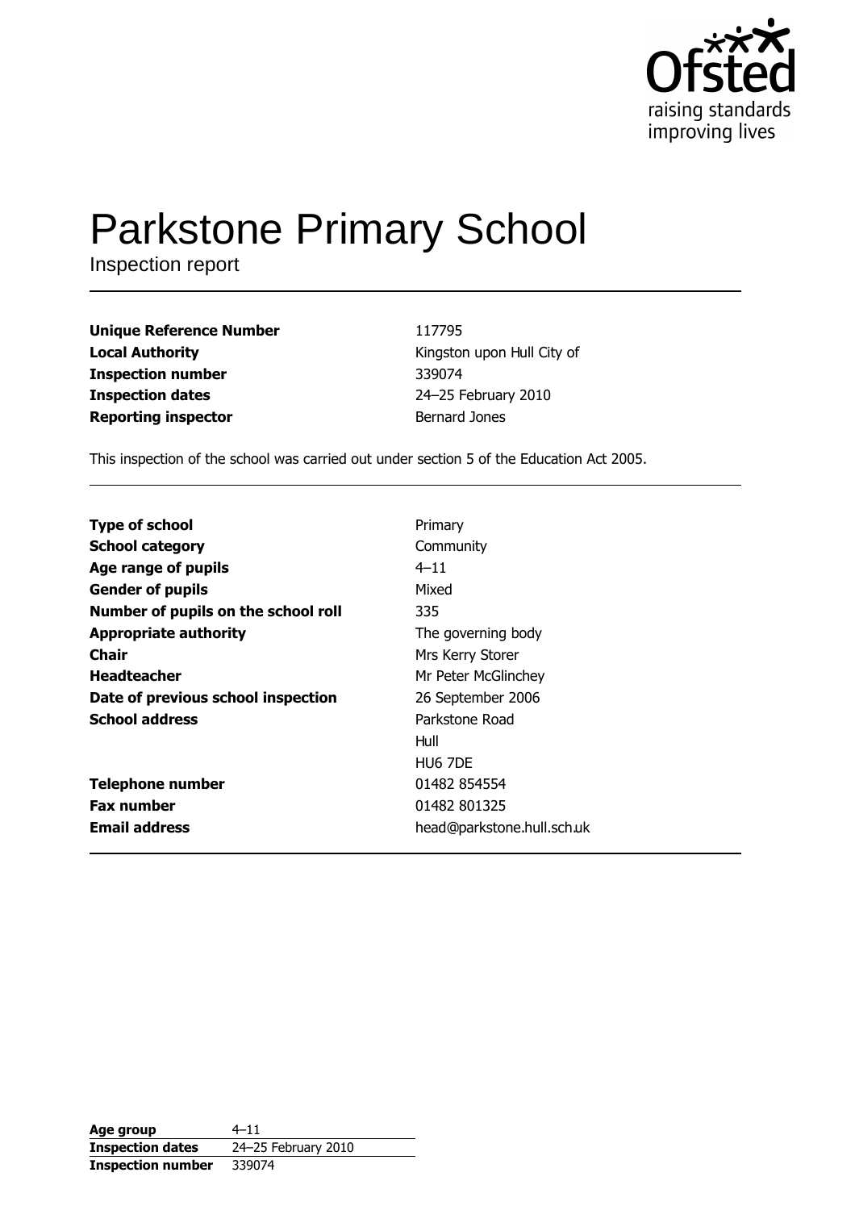# Parkstone Primary School

Inspection report

| | |
|---|---|
| **Unique Reference Number** | 117795 |
| **Local Authority** | Kingston upon Hull City of |
| **Inspection number** | 339074 |
| **Inspection dates** | 24–25 February 2010 |
| **Reporting inspector** | Bernard Jones |

This inspection of the school was carried out under section 5 of the Education Act 2005.

| | |
|---|---|
| **Type of school** | Primary |
| **School category** | Community |
| **Age range of pupils** | 4–11 |
| **Gender of pupils** | Mixed |
| **Number of pupils on the school roll** | 335 |
| **Appropriate authority** | The governing body |
| **Chair** | Mrs Kerry Storer |
| **Headteacher** | Mr Peter McGlinchey |
| **Date of previous school inspection** | 26 September 2006 |
| **School address** | Parkstone Road<br>Hull<br>HU6 7DE |
| **Telephone number** | 01482 854554 |
| **Fax number** | 01482 801325 |
| **Email address** | head@parkstone.hull.sch.uk |

| | |
|---|---|
| **Age group** | 4–11 |
| **Inspection dates** | 24–25 February 2010 |
| **Inspection number** | 339074 |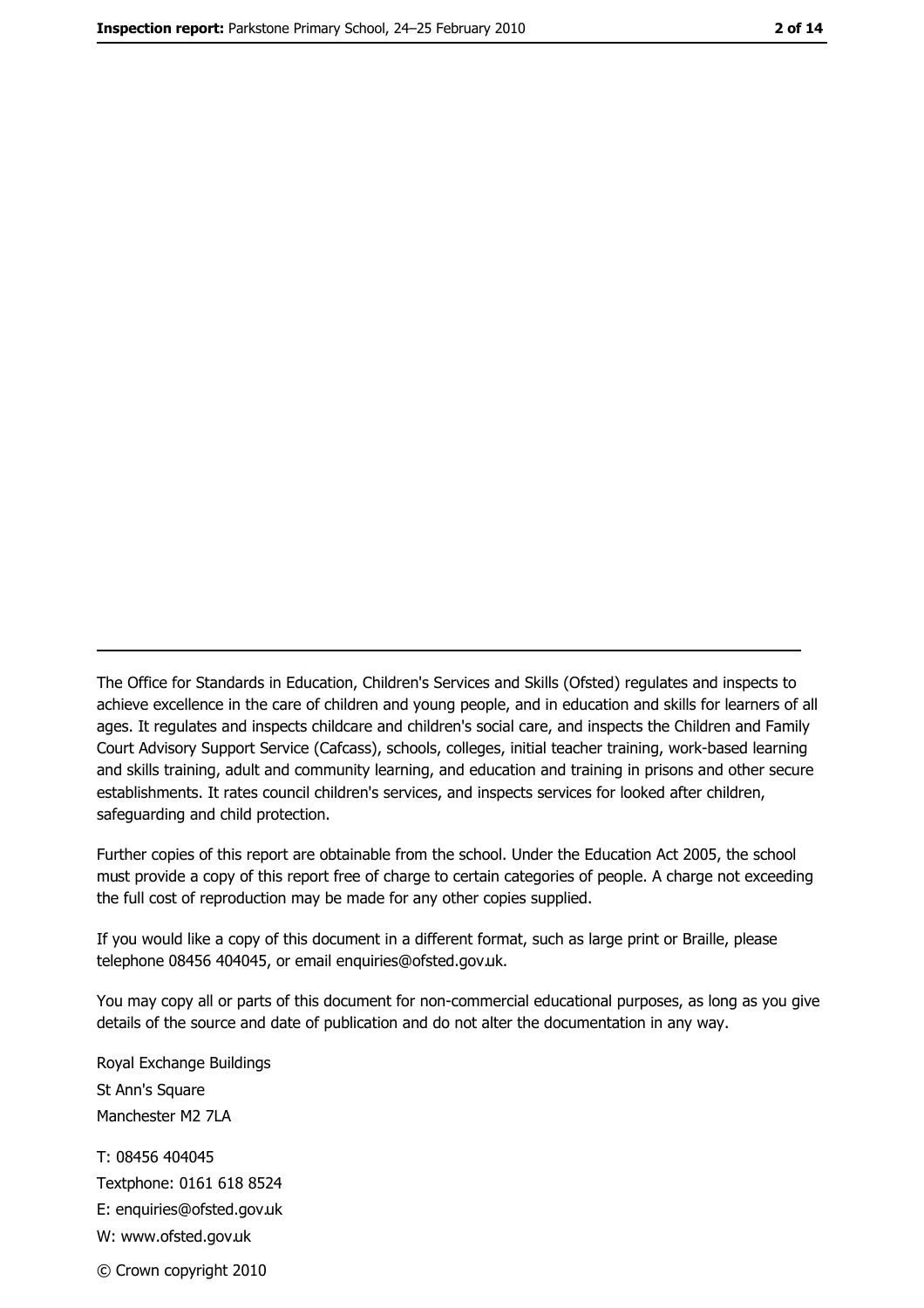The Office for Standards in Education, Children's Services and Skills (Ofsted) regulates and inspects to achieve excellence in the care of children and young people, and in education and skills for learners of all ages. It regulates and inspects childcare and children's social care, and inspects the Children and Family Court Advisory Support Service (Cafcass), schools, colleges, initial teacher training, work-based learning and skills training, adult and community learning, and education and training in prisons and other secure establishments. It rates council children's services, and inspects services for looked after children, safeguarding and child protection.

Further copies of this report are obtainable from the school. Under the Education Act 2005, the school must provide a copy of this report free of charge to certain categories of people. A charge not exceeding the full cost of reproduction may be made for any other copies supplied.

If you would like a copy of this document in a different format, such as large print or Braille, please telephone 08456 404045, or email enquiries@ofsted.gov.uk.

You may copy all or parts of this document for non-commercial educational purposes, as long as you give details of the source and date of publication and do not alter the documentation in any way.

Royal Exchange Buildings
St Ann's Square
Manchester M2 7LA

T: 08456 404045
Textphone: 0161 618 8524
E: enquiries@ofsted.gov.uk
W: www.ofsted.gov.uk

© Crown copyright 2010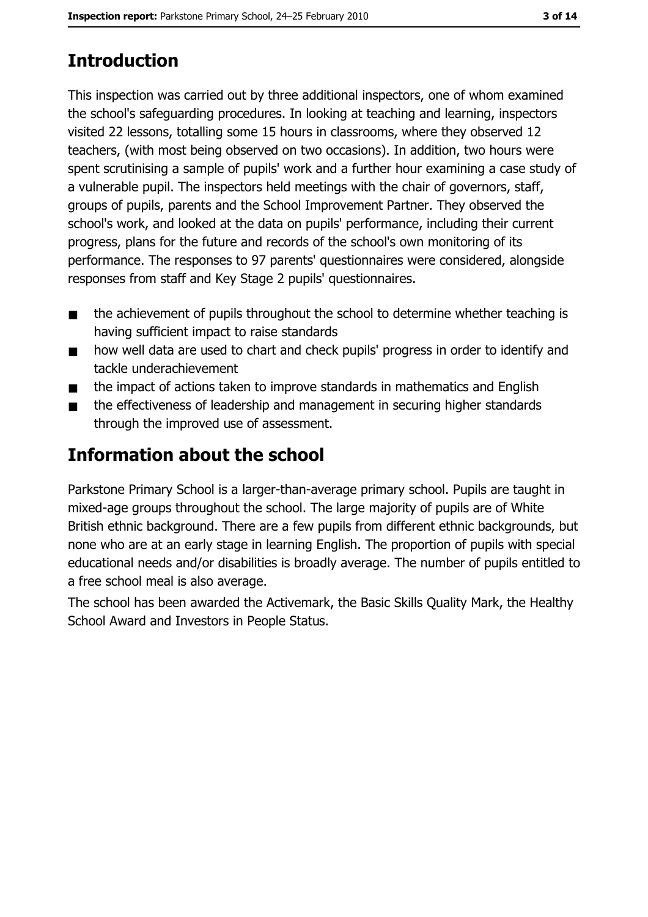## Introduction

This inspection was carried out by three additional inspectors, one of whom examined the school's safeguarding procedures. In looking at teaching and learning, inspectors visited 22 lessons, totalling some 15 hours in classrooms, where they observed 12 teachers, (with most being observed on two occasions). In addition, two hours were spent scrutinising a sample of pupils' work and a further hour examining a case study of a vulnerable pupil. The inspectors held meetings with the chair of governors, staff, groups of pupils, parents and the School Improvement Partner. They observed the school's work, and looked at the data on pupils' performance, including their current progress, plans for the future and records of the school's own monitoring of its performance. The responses to 97 parents' questionnaires were considered, alongside responses from staff and Key Stage 2 pupils' questionnaires.

- the achievement of pupils throughout the school to determine whether teaching is having sufficient impact to raise standards
- how well data are used to chart and check pupils' progress in order to identify and tackle underachievement
- the impact of actions taken to improve standards in mathematics and English
- the effectiveness of leadership and management in securing higher standards through the improved use of assessment.

## Information about the school

Parkstone Primary School is a larger-than-average primary school. Pupils are taught in mixed-age groups throughout the school. The large majority of pupils are of White British ethnic background. There are a few pupils from different ethnic backgrounds, but none who are at an early stage in learning English. The proportion of pupils with special educational needs and/or disabilities is broadly average. The number of pupils entitled to a free school meal is also average.

The school has been awarded the Activemark, the Basic Skills Quality Mark, the Healthy School Award and Investors in People Status.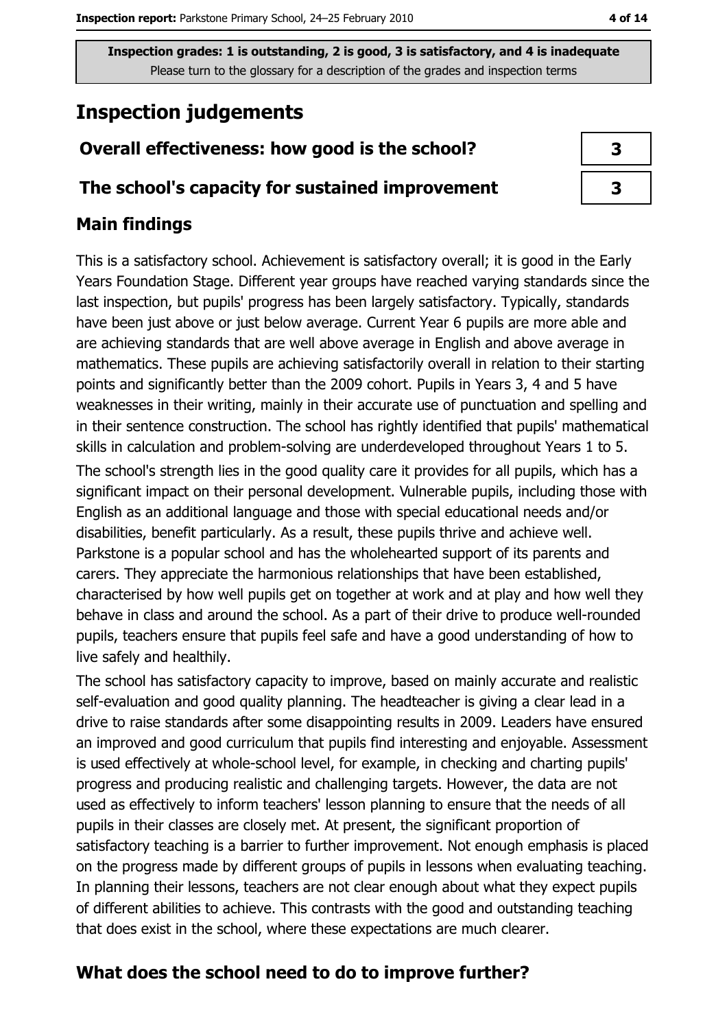Inspection grades: 1 is outstanding, 2 is good, 3 is satisfactory, and 4 is inadequate
Please turn to the glossary for a description of the grades and inspection terms

# Inspection judgements

| | |
|---|---|
| **Overall effectiveness: how good is the school?** | **3** |
| **The school's capacity for sustained improvement** | **3** |

## Main findings

This is a satisfactory school. Achievement is satisfactory overall; it is good in the Early Years Foundation Stage. Different year groups have reached varying standards since the last inspection, but pupils' progress has been largely satisfactory. Typically, standards have been just above or just below average. Current Year 6 pupils are more able and are achieving standards that are well above average in English and above average in mathematics. These pupils are achieving satisfactorily overall in relation to their starting points and significantly better than the 2009 cohort. Pupils in Years 3, 4 and 5 have weaknesses in their writing, mainly in their accurate use of punctuation and spelling and in their sentence construction. The school has rightly identified that pupils' mathematical skills in calculation and problem-solving are underdeveloped throughout Years 1 to 5.

The school's strength lies in the good quality care it provides for all pupils, which has a significant impact on their personal development. Vulnerable pupils, including those with English as an additional language and those with special educational needs and/or disabilities, benefit particularly. As a result, these pupils thrive and achieve well. Parkstone is a popular school and has the wholehearted support of its parents and carers. They appreciate the harmonious relationships that have been established, characterised by how well pupils get on together at work and at play and how well they behave in class and around the school. As a part of their drive to produce well-rounded pupils, teachers ensure that pupils feel safe and have a good understanding of how to live safely and healthily.

The school has satisfactory capacity to improve, based on mainly accurate and realistic self-evaluation and good quality planning. The headteacher is giving a clear lead in a drive to raise standards after some disappointing results in 2009. Leaders have ensured an improved and good curriculum that pupils find interesting and enjoyable. Assessment is used effectively at whole-school level, for example, in checking and charting pupils' progress and producing realistic and challenging targets. However, the data are not used as effectively to inform teachers' lesson planning to ensure that the needs of all pupils in their classes are closely met. At present, the significant proportion of satisfactory teaching is a barrier to further improvement. Not enough emphasis is placed on the progress made by different groups of pupils in lessons when evaluating teaching. In planning their lessons, teachers are not clear enough about what they expect pupils of different abilities to achieve. This contrasts with the good and outstanding teaching that does exist in the school, where these expectations are much clearer.

## What does the school need to do to improve further?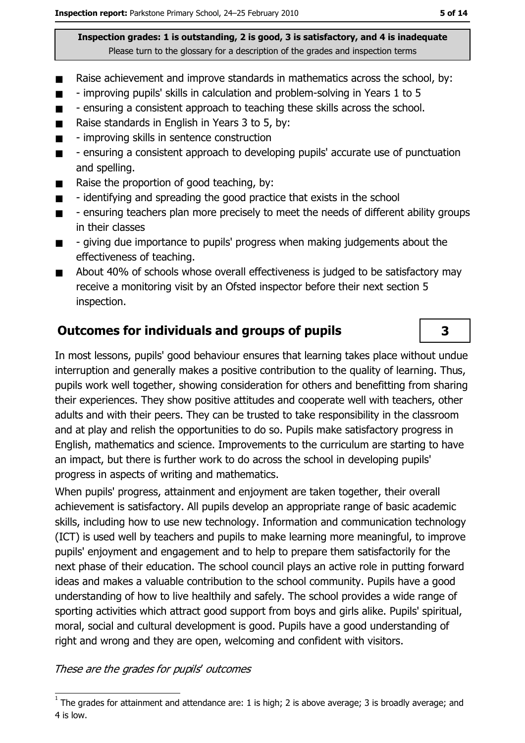**Inspection grades: 1 is outstanding, 2 is good, 3 is satisfactory, and 4 is inadequate**
Please turn to the glossary for a description of the grades and inspection terms

- Raise achievement and improve standards in mathematics across the school, by:
- - improving pupils' skills in calculation and problem-solving in Years 1 to 5
- - ensuring a consistent approach to teaching these skills across the school.
- Raise standards in English in Years 3 to 5, by:
- - improving skills in sentence construction
- - ensuring a consistent approach to developing pupils' accurate use of punctuation and spelling.
- Raise the proportion of good teaching, by:
- - identifying and spreading the good practice that exists in the school
- - ensuring teachers plan more precisely to meet the needs of different ability groups in their classes
- - giving due importance to pupils' progress when making judgements about the effectiveness of teaching.
- About 40% of schools whose overall effectiveness is judged to be satisfactory may receive a monitoring visit by an Ofsted inspector before their next section 5 inspection.

## Outcomes for individuals and groups of pupils

**3**

In most lessons, pupils' good behaviour ensures that learning takes place without undue interruption and generally makes a positive contribution to the quality of learning. Thus, pupils work well together, showing consideration for others and benefitting from sharing their experiences. They show positive attitudes and cooperate well with teachers, other adults and with their peers. They can be trusted to take responsibility in the classroom and at play and relish the opportunities to do so. Pupils make satisfactory progress in English, mathematics and science. Improvements to the curriculum are starting to have an impact, but there is further work to do across the school in developing pupils' progress in aspects of writing and mathematics.

When pupils' progress, attainment and enjoyment are taken together, their overall achievement is satisfactory. All pupils develop an appropriate range of basic academic skills, including how to use new technology. Information and communication technology (ICT) is used well by teachers and pupils to make learning more meaningful, to improve pupils' enjoyment and engagement and to help to prepare them satisfactorily for the next phase of their education. The school council plays an active role in putting forward ideas and makes a valuable contribution to the school community. Pupils have a good understanding of how to live healthily and safely. The school provides a wide range of sporting activities which attract good support from boys and girls alike. Pupils' spiritual, moral, social and cultural development is good. Pupils have a good understanding of right and wrong and they are open, welcoming and confident with visitors.

*These are the grades for pupils' outcomes*

[1] The grades for attainment and attendance are: 1 is high; 2 is above average; 3 is broadly average; and 4 is low.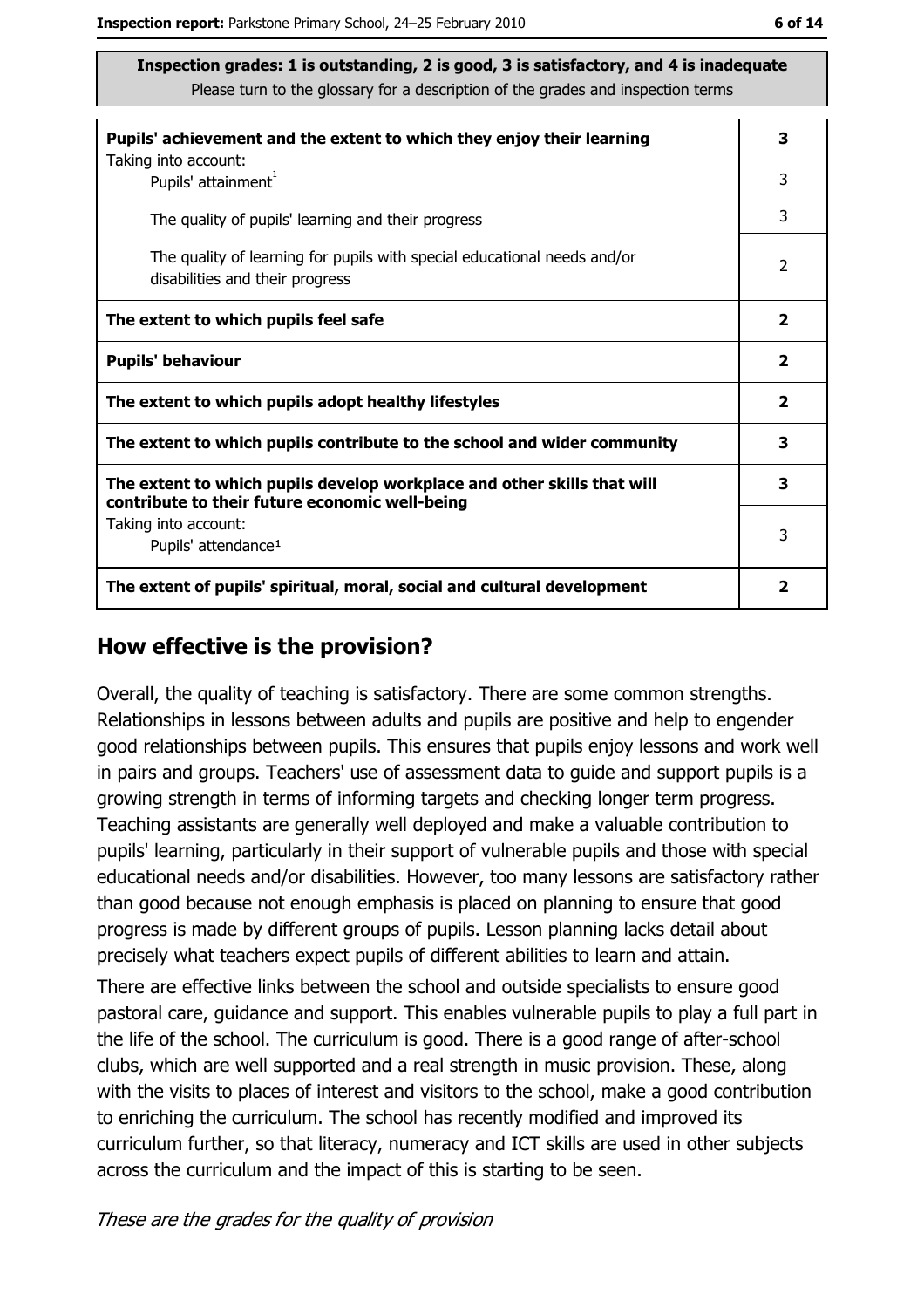**Inspection grades: 1 is outstanding, 2 is good, 3 is satisfactory, and 4 is inadequate**
Please turn to the glossary for a description of the grades and inspection terms

| | |
|---|---|
| **Pupils' achievement and the extent to which they enjoy their learning** | **3** |
| Taking into account: Pupils' attainment[1] | 3 |
| The quality of pupils' learning and their progress | 3 |
| The quality of learning for pupils with special educational needs and/or disabilities and their progress | 2 |
| **The extent to which pupils feel safe** | **2** |
| **Pupils' behaviour** | **2** |
| **The extent to which pupils adopt healthy lifestyles** | **2** |
| **The extent to which pupils contribute to the school and wider community** | **3** |
| **The extent to which pupils develop workplace and other skills that will contribute to their future economic well-being** | **3** |
| Taking into account: Pupils' attendance[1] | 3 |
| **The extent of pupils' spiritual, moral, social and cultural development** | **2** |

## How effective is the provision?

Overall, the quality of teaching is satisfactory. There are some common strengths. Relationships in lessons between adults and pupils are positive and help to engender good relationships between pupils. This ensures that pupils enjoy lessons and work well in pairs and groups. Teachers' use of assessment data to guide and support pupils is a growing strength in terms of informing targets and checking longer term progress. Teaching assistants are generally well deployed and make a valuable contribution to pupils' learning, particularly in their support of vulnerable pupils and those with special educational needs and/or disabilities. However, too many lessons are satisfactory rather than good because not enough emphasis is placed on planning to ensure that good progress is made by different groups of pupils. Lesson planning lacks detail about precisely what teachers expect pupils of different abilities to learn and attain.

There are effective links between the school and outside specialists to ensure good pastoral care, guidance and support. This enables vulnerable pupils to play a full part in the life of the school. The curriculum is good. There is a good range of after-school clubs, which are well supported and a real strength in music provision. These, along with the visits to places of interest and visitors to the school, make a good contribution to enriching the curriculum. The school has recently modified and improved its curriculum further, so that literacy, numeracy and ICT skills are used in other subjects across the curriculum and the impact of this is starting to be seen.

*These are the grades for the quality of provision*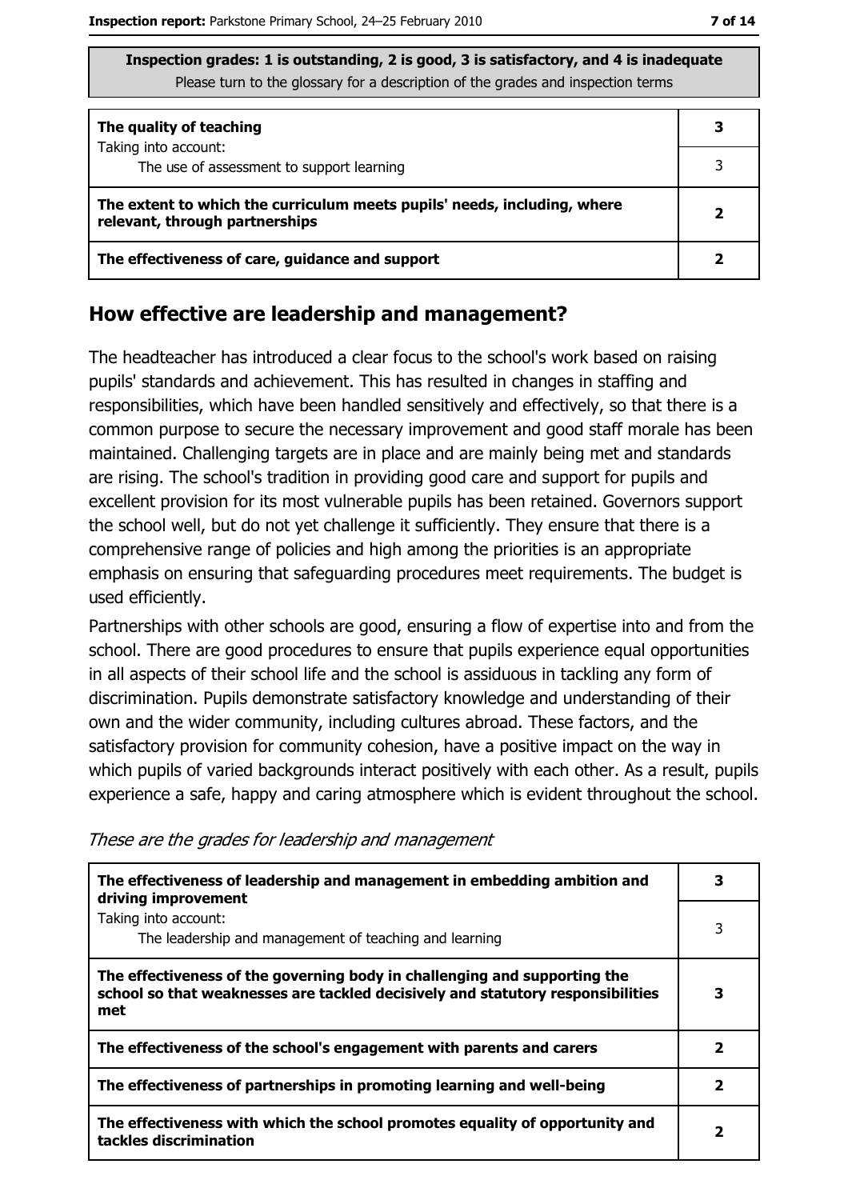**Inspection grades: 1 is outstanding, 2 is good, 3 is satisfactory, and 4 is inadequate**
Please turn to the glossary for a description of the grades and inspection terms

| | |
|---|---|
| **The quality of teaching**<br>Taking into account:<br>The use of assessment to support learning | **3**<br>3 |
| **The extent to which the curriculum meets pupils' needs, including, where relevant, through partnerships** | **2** |
| **The effectiveness of care, guidance and support** | **2** |

## How effective are leadership and management?

The headteacher has introduced a clear focus to the school's work based on raising pupils' standards and achievement. This has resulted in changes in staffing and responsibilities, which have been handled sensitively and effectively, so that there is a common purpose to secure the necessary improvement and good staff morale has been maintained. Challenging targets are in place and are mainly being met and standards are rising. The school's tradition in providing good care and support for pupils and excellent provision for its most vulnerable pupils has been retained. Governors support the school well, but do not yet challenge it sufficiently. They ensure that there is a comprehensive range of policies and high among the priorities is an appropriate emphasis on ensuring that safeguarding procedures meet requirements. The budget is used efficiently.

Partnerships with other schools are good, ensuring a flow of expertise into and from the school. There are good procedures to ensure that pupils experience equal opportunities in all aspects of their school life and the school is assiduous in tackling any form of discrimination. Pupils demonstrate satisfactory knowledge and understanding of their own and the wider community, including cultures abroad. These factors, and the satisfactory provision for community cohesion, have a positive impact on the way in which pupils of varied backgrounds interact positively with each other. As a result, pupils experience a safe, happy and caring atmosphere which is evident throughout the school.

*These are the grades for leadership and management*

| | |
|---|---|
| **The effectiveness of leadership and management in embedding ambition and driving improvement**<br>Taking into account:<br>The leadership and management of teaching and learning | **3**<br>3 |
| **The effectiveness of the governing body in challenging and supporting the school so that weaknesses are tackled decisively and statutory responsibilities met** | **3** |
| **The effectiveness of the school's engagement with parents and carers** | **2** |
| **The effectiveness of partnerships in promoting learning and well-being** | **2** |
| **The effectiveness with which the school promotes equality of opportunity and tackles discrimination** | **2** |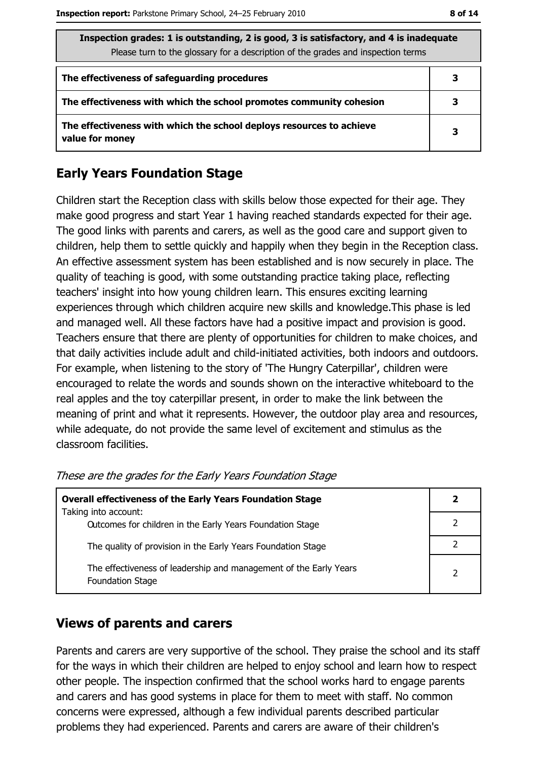| Inspection grades: 1 is outstanding, 2 is good, 3 is satisfactory, and 4 is inadequate<br>Please turn to the glossary for a description of the grades and inspection terms | |
|---|---|
| **The effectiveness of safeguarding procedures** | **3** |
| **The effectiveness with which the school promotes community cohesion** | **3** |
| **The effectiveness with which the school deploys resources to achieve value for money** | **3** |

## Early Years Foundation Stage

Children start the Reception class with skills below those expected for their age. They make good progress and start Year 1 having reached standards expected for their age. The good links with parents and carers, as well as the good care and support given to children, help them to settle quickly and happily when they begin in the Reception class. An effective assessment system has been established and is now securely in place. The quality of teaching is good, with some outstanding practice taking place, reflecting teachers' insight into how young children learn. This ensures exciting learning experiences through which children acquire new skills and knowledge.This phase is led and managed well. All these factors have had a positive impact and provision is good. Teachers ensure that there are plenty of opportunities for children to make choices, and that daily activities include adult and child-initiated activities, both indoors and outdoors. For example, when listening to the story of 'The Hungry Caterpillar', children were encouraged to relate the words and sounds shown on the interactive whiteboard to the real apples and the toy caterpillar present, in order to make the link between the meaning of print and what it represents. However, the outdoor play area and resources, while adequate, do not provide the same level of excitement and stimulus as the classroom facilities.

*These are the grades for the Early Years Foundation Stage*

| **Overall effectiveness of the Early Years Foundation Stage**<br>Taking into account: | **2** |
|---|---|
| Outcomes for children in the Early Years Foundation Stage | 2 |
| The quality of provision in the Early Years Foundation Stage | 2 |
| The effectiveness of leadership and management of the Early Years Foundation Stage | 2 |

## Views of parents and carers

Parents and carers are very supportive of the school. They praise the school and its staff for the ways in which their children are helped to enjoy school and learn how to respect other people. The inspection confirmed that the school works hard to engage parents and carers and has good systems in place for them to meet with staff. No common concerns were expressed, although a few individual parents described particular problems they had experienced. Parents and carers are aware of their children's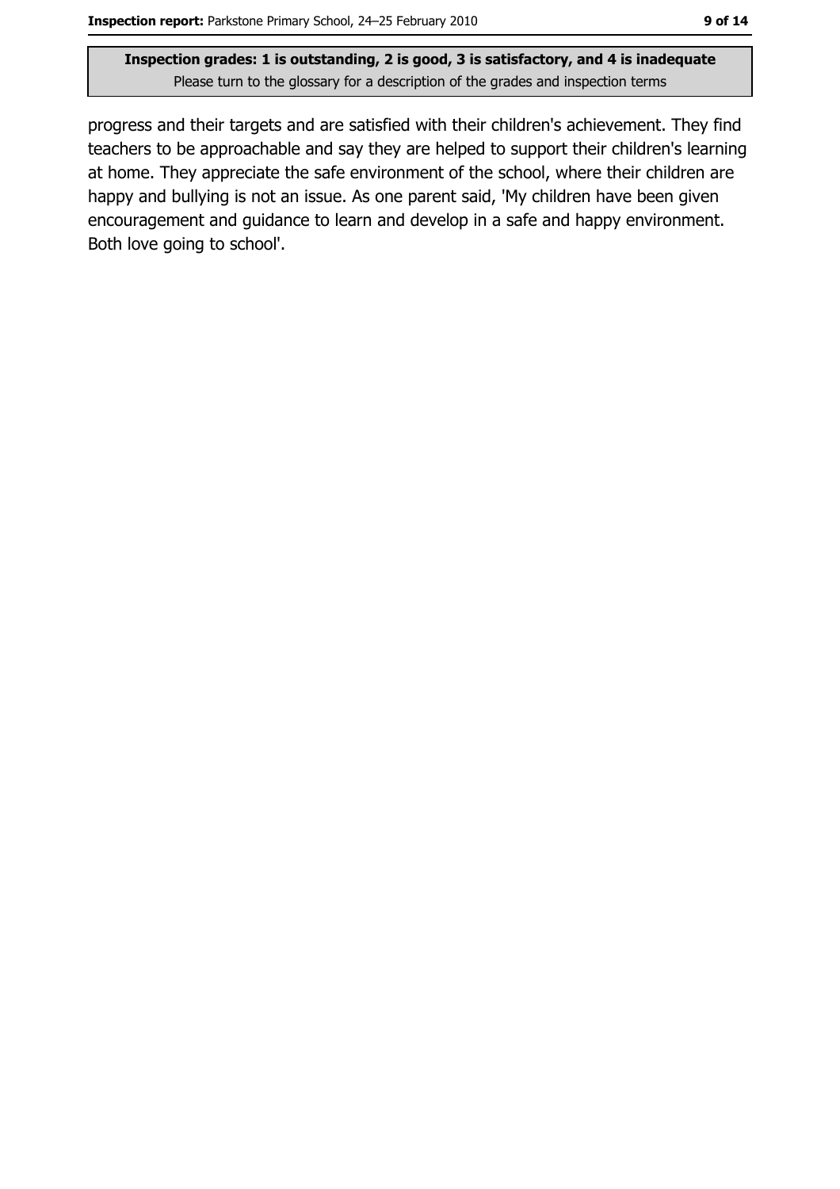progress and their targets and are satisfied with their children's achievement. They find teachers to be approachable and say they are helped to support their children's learning at home. They appreciate the safe environment of the school, where their children are happy and bullying is not an issue. As one parent said, 'My children have been given encouragement and guidance to learn and develop in a safe and happy environment. Both love going to school'.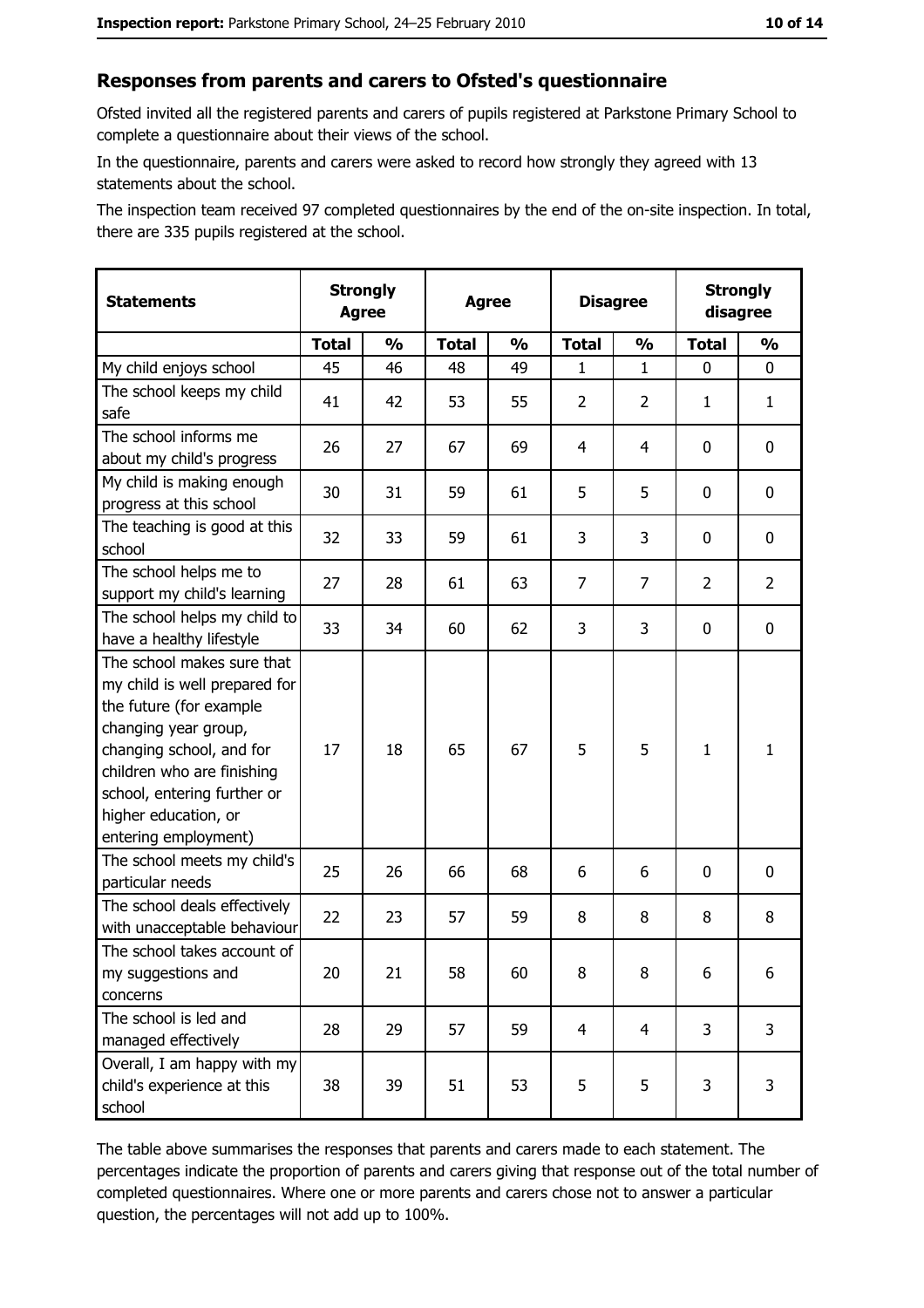## Responses from parents and carers to Ofsted's questionnaire

Ofsted invited all the registered parents and carers of pupils registered at Parkstone Primary School to complete a questionnaire about their views of the school.

In the questionnaire, parents and carers were asked to record how strongly they agreed with 13 statements about the school.

The inspection team received 97 completed questionnaires by the end of the on-site inspection. In total, there are 335 pupils registered at the school.

| Statements | Strongly Agree | | Agree | | Disagree | | Strongly disagree | |
|---|---|---|---|---|---|---|---|---|
| | Total | % | Total | % | Total | % | Total | % |
| My child enjoys school | 45 | 46 | 48 | 49 | 1 | 1 | 0 | 0 |
| The school keeps my child safe | 41 | 42 | 53 | 55 | 2 | 2 | 1 | 1 |
| The school informs me about my child's progress | 26 | 27 | 67 | 69 | 4 | 4 | 0 | 0 |
| My child is making enough progress at this school | 30 | 31 | 59 | 61 | 5 | 5 | 0 | 0 |
| The teaching is good at this school | 32 | 33 | 59 | 61 | 3 | 3 | 0 | 0 |
| The school helps me to support my child's learning | 27 | 28 | 61 | 63 | 7 | 7 | 2 | 2 |
| The school helps my child to have a healthy lifestyle | 33 | 34 | 60 | 62 | 3 | 3 | 0 | 0 |
| The school makes sure that my child is well prepared for the future (for example changing year group, changing school, and for children who are finishing school, entering further or higher education, or entering employment) | 17 | 18 | 65 | 67 | 5 | 5 | 1 | 1 |
| The school meets my child's particular needs | 25 | 26 | 66 | 68 | 6 | 6 | 0 | 0 |
| The school deals effectively with unacceptable behaviour | 22 | 23 | 57 | 59 | 8 | 8 | 8 | 8 |
| The school takes account of my suggestions and concerns | 20 | 21 | 58 | 60 | 8 | 8 | 6 | 6 |
| The school is led and managed effectively | 28 | 29 | 57 | 59 | 4 | 4 | 3 | 3 |
| Overall, I am happy with my child's experience at this school | 38 | 39 | 51 | 53 | 5 | 5 | 3 | 3 |

The table above summarises the responses that parents and carers made to each statement. The percentages indicate the proportion of parents and carers giving that response out of the total number of completed questionnaires. Where one or more parents and carers chose not to answer a particular question, the percentages will not add up to 100%.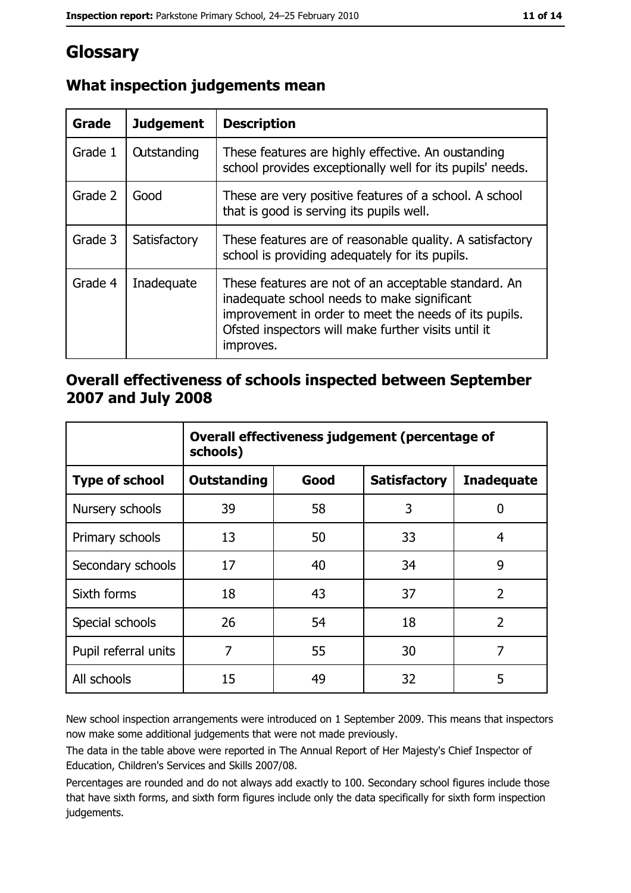# Glossary

## What inspection judgements mean

| Grade | Judgement | Description |
|---|---|---|
| Grade 1 | Outstanding | These features are highly effective. An oustanding school provides exceptionally well for its pupils' needs. |
| Grade 2 | Good | These are very positive features of a school. A school that is good is serving its pupils well. |
| Grade 3 | Satisfactory | These features are of reasonable quality. A satisfactory school is providing adequately for its pupils. |
| Grade 4 | Inadequate | These features are not of an acceptable standard. An inadequate school needs to make significant improvement in order to meet the needs of its pupils. Ofsted inspectors will make further visits until it improves. |

## Overall effectiveness of schools inspected between September 2007 and July 2008

| | Overall effectiveness judgement (percentage of schools) | | | |
|---|---|---|---|---|
| **Type of school** | **Outstanding** | **Good** | **Satisfactory** | **Inadequate** |
| Nursery schools | 39 | 58 | 3 | 0 |
| Primary schools | 13 | 50 | 33 | 4 |
| Secondary schools | 17 | 40 | 34 | 9 |
| Sixth forms | 18 | 43 | 37 | 2 |
| Special schools | 26 | 54 | 18 | 2 |
| Pupil referral units | 7 | 55 | 30 | 7 |
| All schools | 15 | 49 | 32 | 5 |

New school inspection arrangements were introduced on 1 September 2009. This means that inspectors now make some additional judgements that were not made previously.

The data in the table above were reported in The Annual Report of Her Majesty's Chief Inspector of Education, Children's Services and Skills 2007/08.

Percentages are rounded and do not always add exactly to 100. Secondary school figures include those that have sixth forms, and sixth form figures include only the data specifically for sixth form inspection judgements.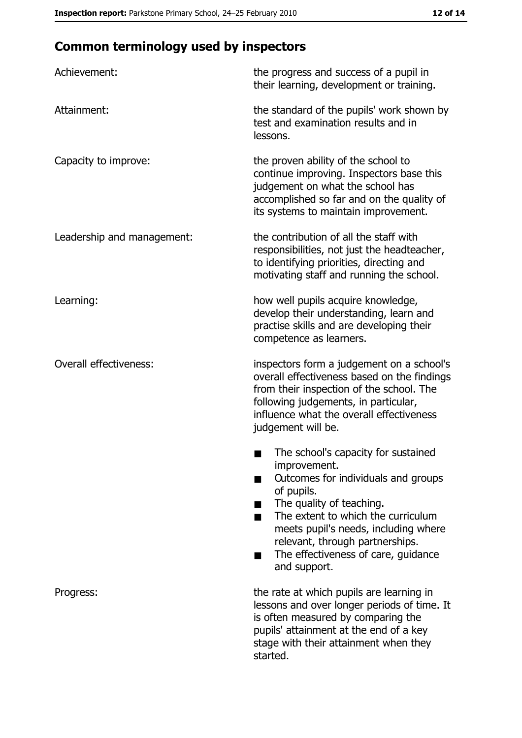## Common terminology used by inspectors

| | |
|---|---|
| Achievement: | the progress and success of a pupil in their learning, development or training. |
| Attainment: | the standard of the pupils' work shown by test and examination results and in lessons. |
| Capacity to improve: | the proven ability of the school to continue improving. Inspectors base this judgement on what the school has accomplished so far and on the quality of its systems to maintain improvement. |
| Leadership and management: | the contribution of all the staff with responsibilities, not just the headteacher, to identifying priorities, directing and motivating staff and running the school. |
| Learning: | how well pupils acquire knowledge, develop their understanding, learn and practise skills and are developing their competence as learners. |
| Overall effectiveness: | inspectors form a judgement on a school's overall effectiveness based on the findings from their inspection of the school. The following judgements, in particular, influence what the overall effectiveness judgement will be. ■ The school's capacity for sustained improvement. ■ Outcomes for individuals and groups of pupils. ■ The quality of teaching. ■ The extent to which the curriculum meets pupil's needs, including where relevant, through partnerships. ■ The effectiveness of care, guidance and support. |
| Progress: | the rate at which pupils are learning in lessons and over longer periods of time. It is often measured by comparing the pupils' attainment at the end of a key stage with their attainment when they started. |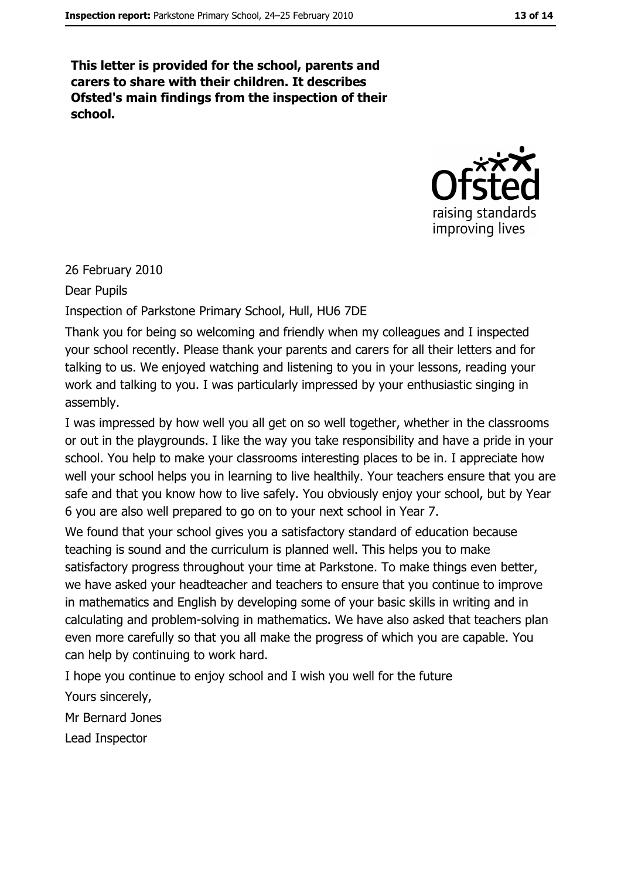**This letter is provided for the school, parents and carers to share with their children. It describes Ofsted's main findings from the inspection of their school.**

26 February 2010

Dear Pupils

Inspection of Parkstone Primary School, Hull, HU6 7DE

Thank you for being so welcoming and friendly when my colleagues and I inspected your school recently. Please thank your parents and carers for all their letters and for talking to us. We enjoyed watching and listening to you in your lessons, reading your work and talking to you. I was particularly impressed by your enthusiastic singing in assembly.

I was impressed by how well you all get on so well together, whether in the classrooms or out in the playgrounds. I like the way you take responsibility and have a pride in your school. You help to make your classrooms interesting places to be in. I appreciate how well your school helps you in learning to live healthily. Your teachers ensure that you are safe and that you know how to live safely. You obviously enjoy your school, but by Year 6 you are also well prepared to go on to your next school in Year 7.

We found that your school gives you a satisfactory standard of education because teaching is sound and the curriculum is planned well. This helps you to make satisfactory progress throughout your time at Parkstone. To make things even better, we have asked your headteacher and teachers to ensure that you continue to improve in mathematics and English by developing some of your basic skills in writing and in calculating and problem-solving in mathematics. We have also asked that teachers plan even more carefully so that you all make the progress of which you are capable. You can help by continuing to work hard.

I hope you continue to enjoy school and I wish you well for the future

Yours sincerely,

Mr Bernard Jones

Lead Inspector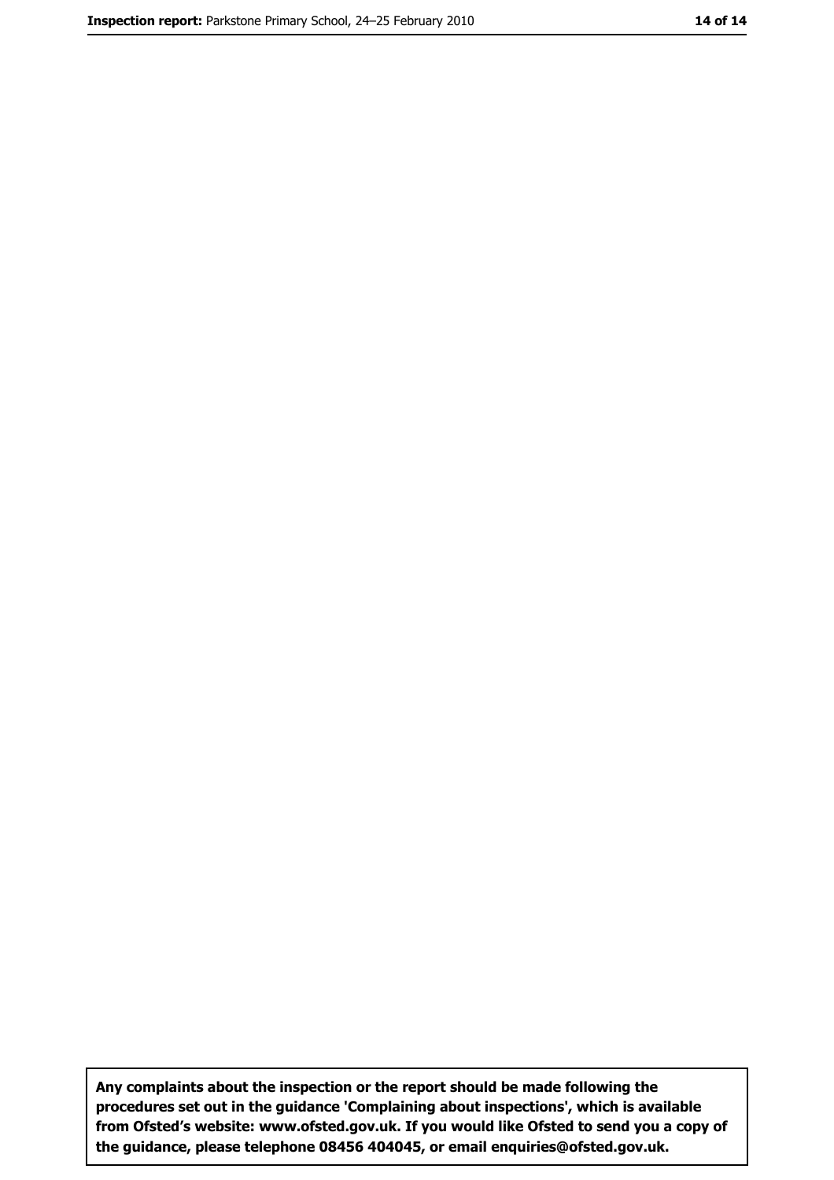**Any complaints about the inspection or the report should be made following the procedures set out in the guidance 'Complaining about inspections', which is available from Ofsted's website: www.ofsted.gov.uk. If you would like Ofsted to send you a copy of the guidance, please telephone 08456 404045, or email enquiries@ofsted.gov.uk.**